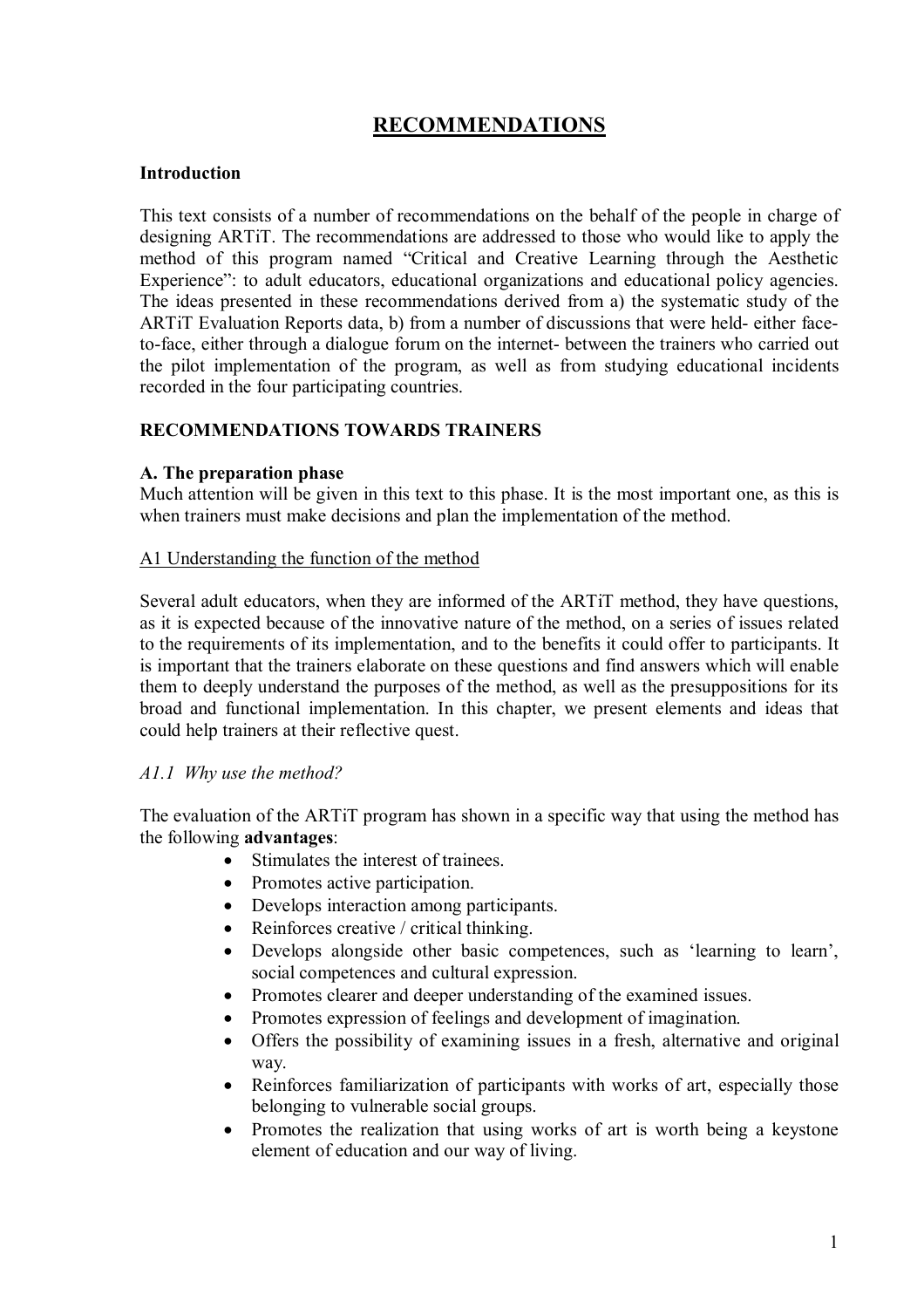# RECOMMENDATIONS

**Introduction**

This text consists of a number of recommendations on the behalf of the people in charge of designing ARTiT. The recommendations are addressed to those who would like to apply the method of this program named "Critical and Creative Learning through the Aesthetic Experience": to adult educators, educational organizations and educational policy agencies. The ideas presented in these recommendations derived from a) the systematic study of the ARTiT Evaluation Reports data, b) from a number of discussions that were held- either face-to-face, either through a dialogue forum on the internet- between the trainers who carried out the pilot implementation of the program, as well as from studying educational incidents recorded in the four participating countries.

## RECOMMENDATIONS TOWARDS TRAINERS

### A. The preparation phase

Much attention will be given in this text to this phase. It is the most important one, as this is when trainers must make decisions and plan the implementation of the method.

#### A1 Understanding the function of the method

Several adult educators, when they are informed of the ARTiT method, they have questions, as it is expected because of the innovative nature of the method, on a series of issues related to the requirements of its implementation, and to the benefits it could offer to participants. It is important that the trainers elaborate on these questions and find answers which will enable them to deeply understand the purposes of the method, as well as the presuppositions for its broad and functional implementation. In this chapter, we present elements and ideas that could help trainers at their reflective quest.

*A1.1 Why use the method?*

The evaluation of the ARTiT program has shown in a specific way that using the method has the following **advantages**:

- Stimulates the interest of trainees.
- Promotes active participation.
- Develops interaction among participants.
- Reinforces creative / critical thinking.
- Develops alongside other basic competences, such as 'learning to learn', social competences and cultural expression.
- Promotes clearer and deeper understanding of the examined issues.
- Promotes expression of feelings and development of imagination.
- Offers the possibility of examining issues in a fresh, alternative and original way.
- Reinforces familiarization of participants with works of art, especially those belonging to vulnerable social groups.
- Promotes the realization that using works of art is worth being a keystone element of education and our way of living.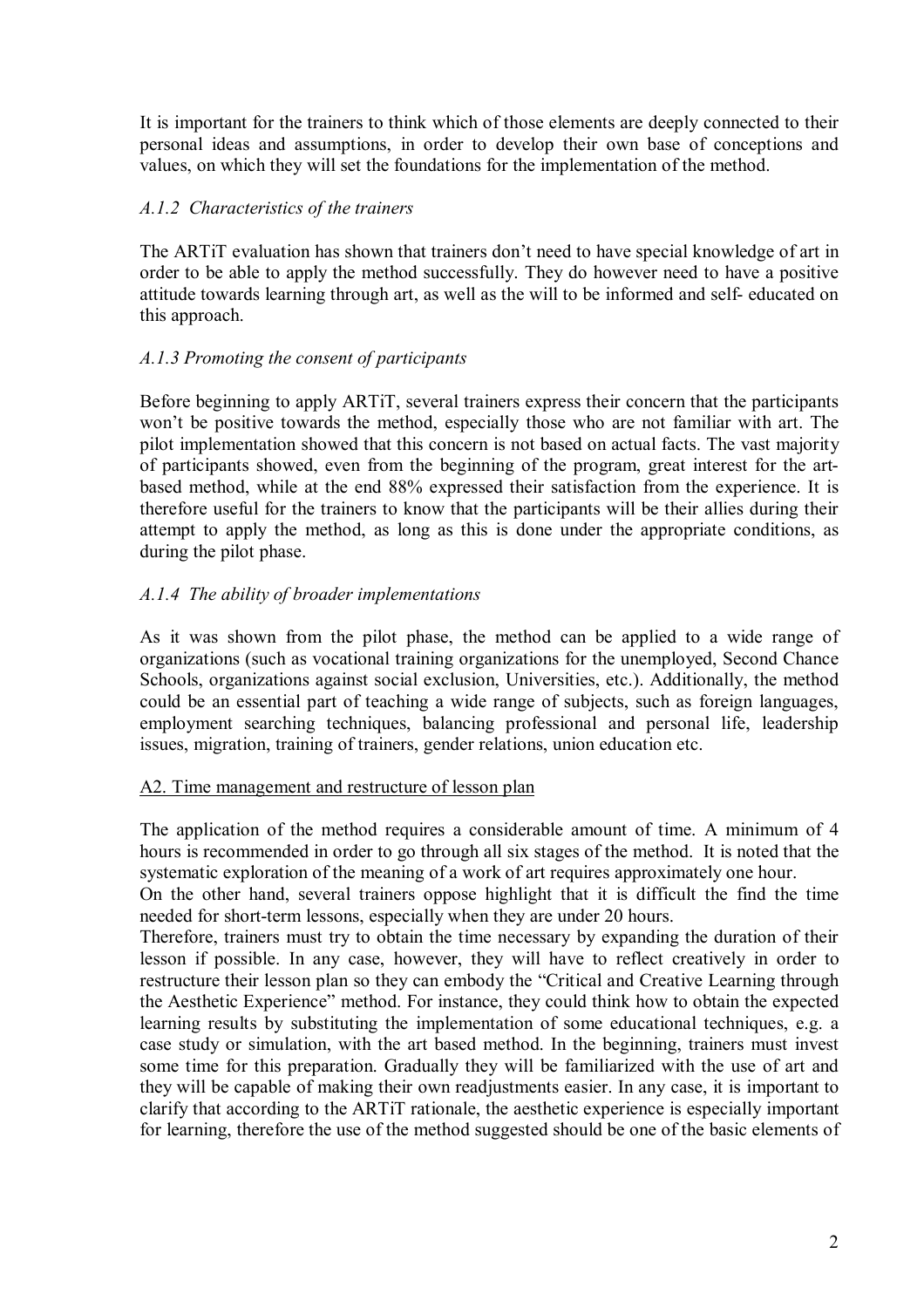It is important for the trainers to think which of those elements are deeply connected to their personal ideas and assumptions, in order to develop their own base of conceptions and values, on which they will set the foundations for the implementation of the method.

### *A.1.2 Characteristics of the trainers*

The ARTiT evaluation has shown that trainers don't need to have special knowledge of art in order to be able to apply the method successfully. They do however need to have a positive attitude towards learning through art, as well as the will to be informed and self- educated on this approach.

### *A.1.3 Promoting the consent of participants*

Before beginning to apply ARTiT, several trainers express their concern that the participants won't be positive towards the method, especially those who are not familiar with art. The pilot implementation showed that this concern is not based on actual facts. The vast majority of participants showed, even from the beginning of the program, great interest for the art-based method, while at the end 88% expressed their satisfaction from the experience. It is therefore useful for the trainers to know that the participants will be their allies during their attempt to apply the method, as long as this is done under the appropriate conditions, as during the pilot phase.

### *A.1.4 The ability of broader implementations*

As it was shown from the pilot phase, the method can be applied to a wide range of organizations (such as vocational training organizations for the unemployed, Second Chance Schools, organizations against social exclusion, Universities, etc.). Additionally, the method could be an essential part of teaching a wide range of subjects, such as foreign languages, employment searching techniques, balancing professional and personal life, leadership issues, migration, training of trainers, gender relations, union education etc.

## A2. Time management and restructure of lesson plan

The application of the method requires a considerable amount of time. A minimum of 4 hours is recommended in order to go through all six stages of the method. It is noted that the systematic exploration of the meaning of a work of art requires approximately one hour.

On the other hand, several trainers oppose highlight that it is difficult the find the time needed for short-term lessons, especially when they are under 20 hours.

Therefore, trainers must try to obtain the time necessary by expanding the duration of their lesson if possible. In any case, however, they will have to reflect creatively in order to restructure their lesson plan so they can embody the "Critical and Creative Learning through the Aesthetic Experience" method. For instance, they could think how to obtain the expected learning results by substituting the implementation of some educational techniques, e.g. a case study or simulation, with the art based method. In the beginning, trainers must invest some time for this preparation. Gradually they will be familiarized with the use of art and they will be capable of making their own readjustments easier. In any case, it is important to clarify that according to the ARTiT rationale, the aesthetic experience is especially important for learning, therefore the use of the method suggested should be one of the basic elements of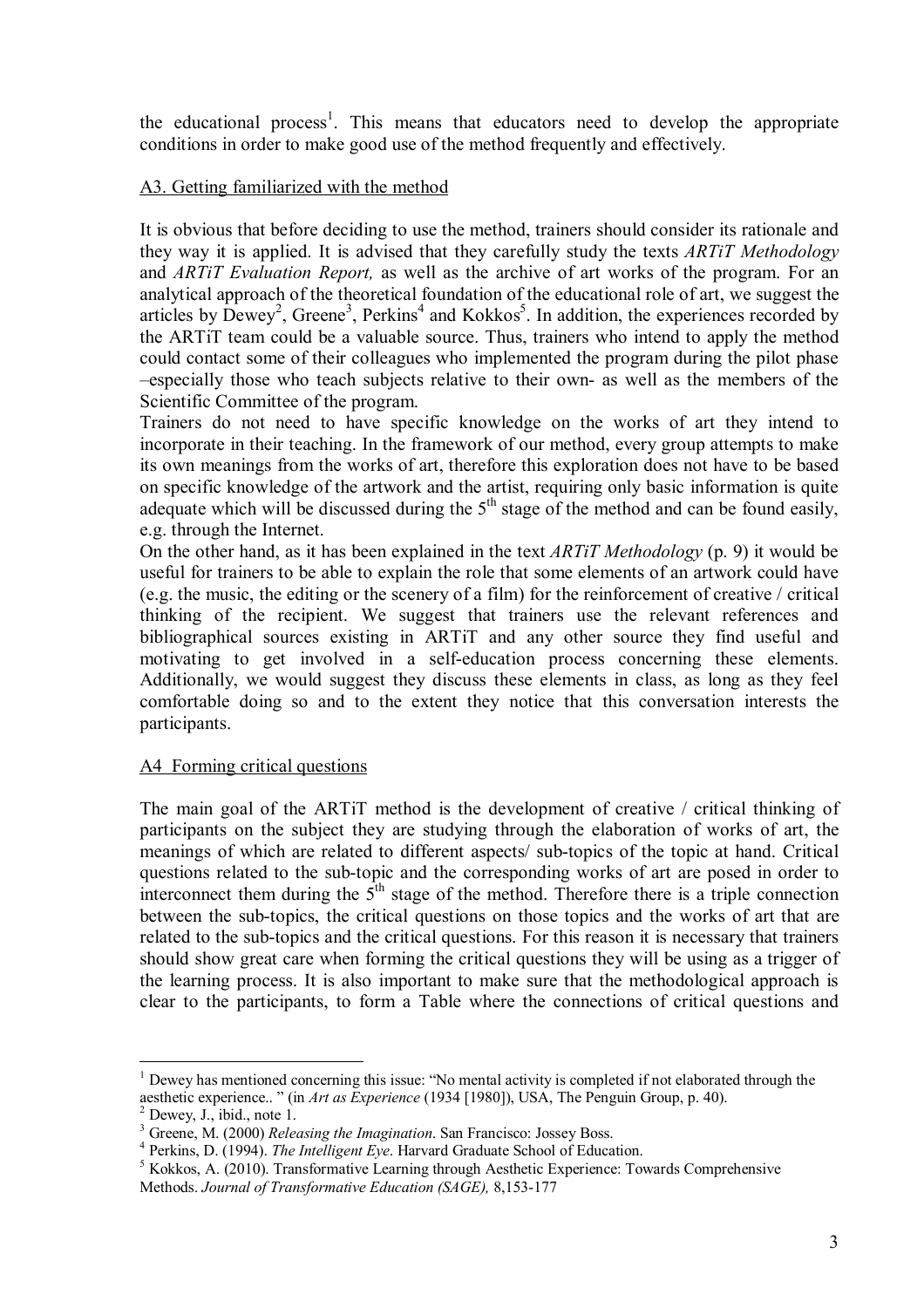the educational process[1]. This means that educators need to develop the appropriate conditions in order to make good use of the method frequently and effectively.

## A3. Getting familiarized with the method

It is obvious that before deciding to use the method, trainers should consider its rationale and they way it is applied. It is advised that they carefully study the texts *ARTiT Methodology* and *ARTiT Evaluation Report,* as well as the archive of art works of the program. For an analytical approach of the theoretical foundation of the educational role of art, we suggest the articles by Dewey[2], Greene[3], Perkins[4] and Kokkos[5]. In addition, the experiences recorded by the ARTiT team could be a valuable source. Thus, trainers who intend to apply the method could contact some of their colleagues who implemented the program during the pilot phase –especially those who teach subjects relative to their own- as well as the members of the Scientific Committee of the program.

Trainers do not need to have specific knowledge on the works of art they intend to incorporate in their teaching. In the framework of our method, every group attempts to make its own meanings from the works of art, therefore this exploration does not have to be based on specific knowledge of the artwork and the artist, requiring only basic information is quite adequate which will be discussed during the 5th stage of the method and can be found easily, e.g. through the Internet.

On the other hand, as it has been explained in the text *ARTiT Methodology* (p. 9) it would be useful for trainers to be able to explain the role that some elements of an artwork could have (e.g. the music, the editing or the scenery of a film) for the reinforcement of creative / critical thinking of the recipient. We suggest that trainers use the relevant references and bibliographical sources existing in ARTiT and any other source they find useful and motivating to get involved in a self-education process concerning these elements. Additionally, we would suggest they discuss these elements in class, as long as they feel comfortable doing so and to the extent they notice that this conversation interests the participants.

## A4 Forming critical questions

The main goal of the ARTiT method is the development of creative / critical thinking of participants on the subject they are studying through the elaboration of works of art, the meanings of which are related to different aspects/ sub-topics of the topic at hand. Critical questions related to the sub-topic and the corresponding works of art are posed in order to interconnect them during the 5th stage of the method. Therefore there is a triple connection between the sub-topics, the critical questions on those topics and the works of art that are related to the sub-topics and the critical questions. For this reason it is necessary that trainers should show great care when forming the critical questions they will be using as a trigger of the learning process. It is also important to make sure that the methodological approach is clear to the participants, to form a Table where the connections of critical questions and

---

[1] Dewey has mentioned concerning this issue: "No mental activity is completed if not elaborated through the aesthetic experience.. " (in *Art as Experience* (1934 [1980]), USA, The Penguin Group, p. 40).

[2] Dewey, J., ibid., note 1.

[3] Greene, M. (2000) *Releasing the Imagination*. San Francisco: Jossey Boss.

[4] Perkins, D. (1994). *The Intelligent Eye*. Harvard Graduate School of Education.

[5] Kokkos, A. (2010). Transformative Learning through Aesthetic Experience: Towards Comprehensive Methods. *Journal of Transformative Education (SAGE),* 8,153-177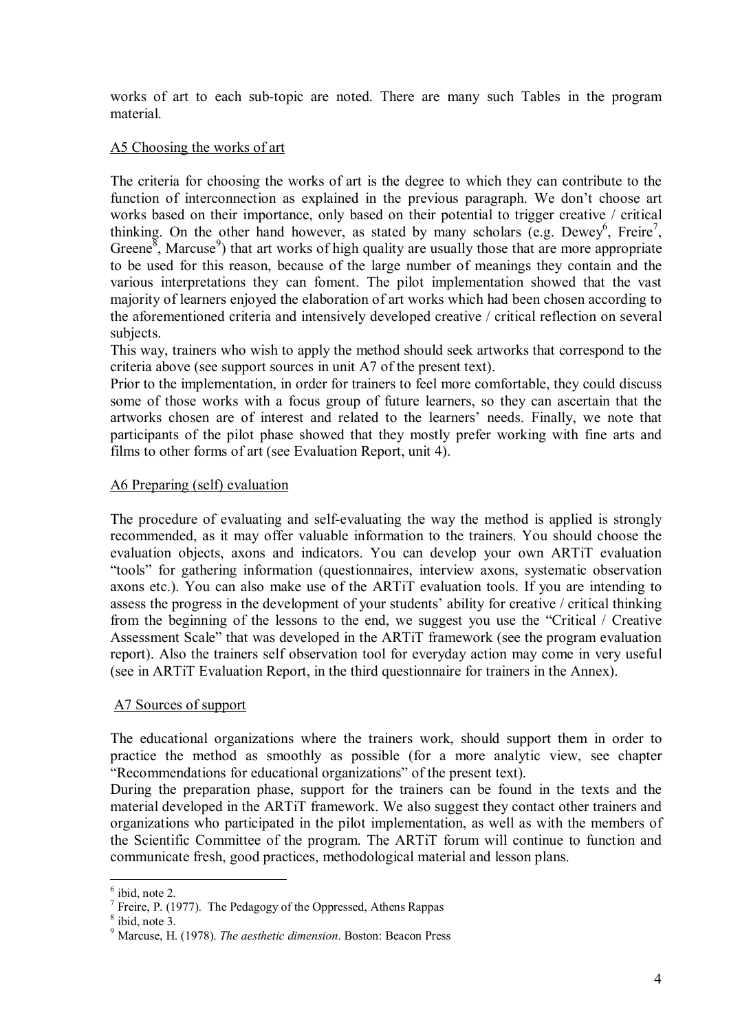works of art to each sub-topic are noted. There are many such Tables in the program material.

## A5 Choosing the works of art

The criteria for choosing the works of art is the degree to which they can contribute to the function of interconnection as explained in the previous paragraph. We don't choose art works based on their importance, only based on their potential to trigger creative / critical thinking. On the other hand however, as stated by many scholars (e.g. Dewey[6], Freire[7], Greene[8], Marcuse[9]) that art works of high quality are usually those that are more appropriate to be used for this reason, because of the large number of meanings they contain and the various interpretations they can foment. The pilot implementation showed that the vast majority of learners enjoyed the elaboration of art works which had been chosen according to the aforementioned criteria and intensively developed creative / critical reflection on several subjects.

This way, trainers who wish to apply the method should seek artworks that correspond to the criteria above (see support sources in unit A7 of the present text).

Prior to the implementation, in order for trainers to feel more comfortable, they could discuss some of those works with a focus group of future learners, so they can ascertain that the artworks chosen are of interest and related to the learners' needs. Finally, we note that participants of the pilot phase showed that they mostly prefer working with fine arts and films to other forms of art (see Evaluation Report, unit 4).

## A6 Preparing (self) evaluation

The procedure of evaluating and self-evaluating the way the method is applied is strongly recommended, as it may offer valuable information to the trainers. You should choose the evaluation objects, axons and indicators. You can develop your own ARTiT evaluation "tools" for gathering information (questionnaires, interview axons, systematic observation axons etc.). You can also make use of the ARTiT evaluation tools. If you are intending to assess the progress in the development of your students' ability for creative / critical thinking from the beginning of the lessons to the end, we suggest you use the "Critical / Creative Assessment Scale" that was developed in the ARTiT framework (see the program evaluation report). Also the trainers self observation tool for everyday action may come in very useful (see in ARTiT Evaluation Report, in the third questionnaire for trainers in the Annex).

## A7 Sources of support

The educational organizations where the trainers work, should support them in order to practice the method as smoothly as possible (for a more analytic view, see chapter "Recommendations for educational organizations" of the present text).

During the preparation phase, support for the trainers can be found in the texts and the material developed in the ARTiT framework. We also suggest they contact other trainers and organizations who participated in the pilot implementation, as well as with the members of the Scientific Committee of the program. The ARTiT forum will continue to function and communicate fresh, good practices, methodological material and lesson plans.

---

[6] ibid, note 2.

[7] Freire, P. (1977). The Pedagogy of the Oppressed, Athens Rappas

[8] ibid, note 3.

[9] Marcuse, H. (1978). *The aesthetic dimension*. Boston: Beacon Press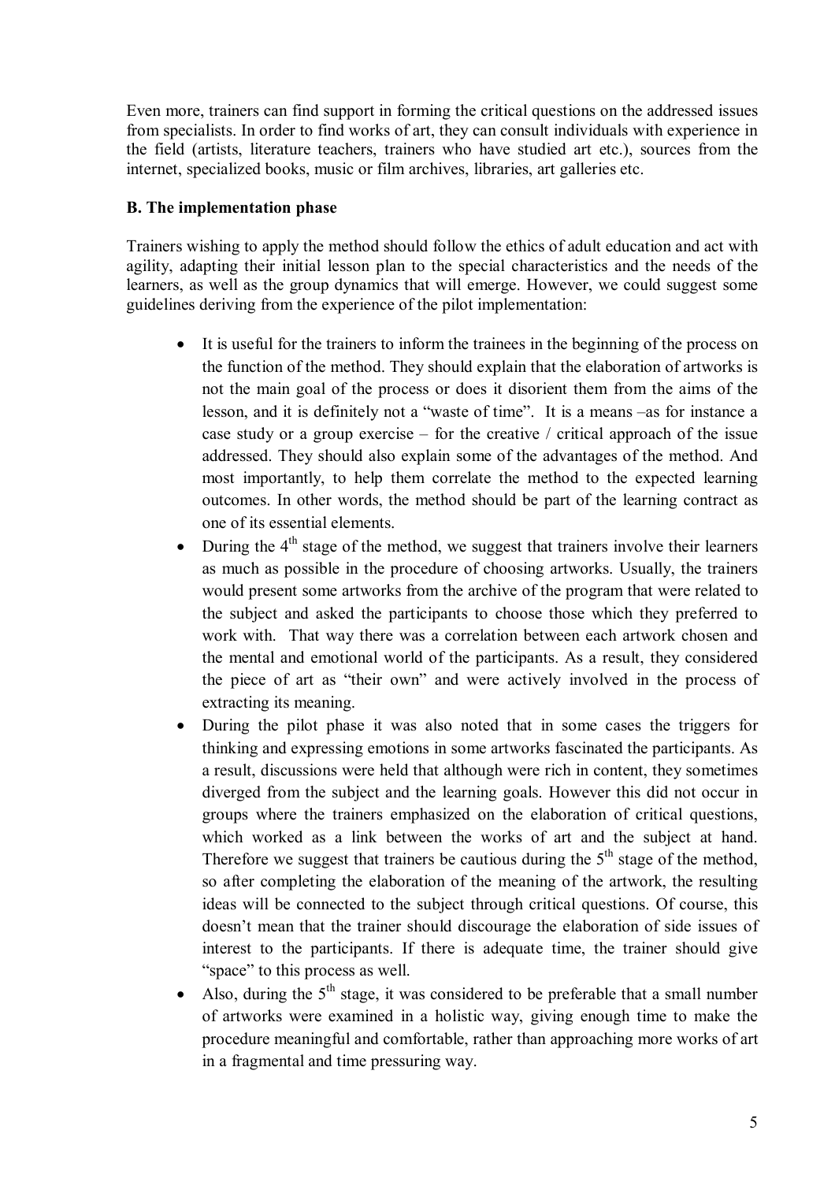Even more, trainers can find support in forming the critical questions on the addressed issues from specialists. In order to find works of art, they can consult individuals with experience in the field (artists, literature teachers, trainers who have studied art etc.), sources from the internet, specialized books, music or film archives, libraries, art galleries etc.

**B. The implementation phase**

Trainers wishing to apply the method should follow the ethics of adult education and act with agility, adapting their initial lesson plan to the special characteristics and the needs of the learners, as well as the group dynamics that will emerge. However, we could suggest some guidelines deriving from the experience of the pilot implementation:

- It is useful for the trainers to inform the trainees in the beginning of the process on the function of the method. They should explain that the elaboration of artworks is not the main goal of the process or does it disorient them from the aims of the lesson, and it is definitely not a "waste of time". It is a means –as for instance a case study or a group exercise – for the creative / critical approach of the issue addressed. They should also explain some of the advantages of the method. And most importantly, to help them correlate the method to the expected learning outcomes. In other words, the method should be part of the learning contract as one of its essential elements.
- During the 4th stage of the method, we suggest that trainers involve their learners as much as possible in the procedure of choosing artworks. Usually, the trainers would present some artworks from the archive of the program that were related to the subject and asked the participants to choose those which they preferred to work with. That way there was a correlation between each artwork chosen and the mental and emotional world of the participants. As a result, they considered the piece of art as "their own" and were actively involved in the process of extracting its meaning.
- During the pilot phase it was also noted that in some cases the triggers for thinking and expressing emotions in some artworks fascinated the participants. As a result, discussions were held that although were rich in content, they sometimes diverged from the subject and the learning goals. However this did not occur in groups where the trainers emphasized on the elaboration of critical questions, which worked as a link between the works of art and the subject at hand. Therefore we suggest that trainers be cautious during the 5th stage of the method, so after completing the elaboration of the meaning of the artwork, the resulting ideas will be connected to the subject through critical questions. Of course, this doesn't mean that the trainer should discourage the elaboration of side issues of interest to the participants. If there is adequate time, the trainer should give "space" to this process as well.
- Also, during the 5th stage, it was considered to be preferable that a small number of artworks were examined in a holistic way, giving enough time to make the procedure meaningful and comfortable, rather than approaching more works of art in a fragmental and time pressuring way.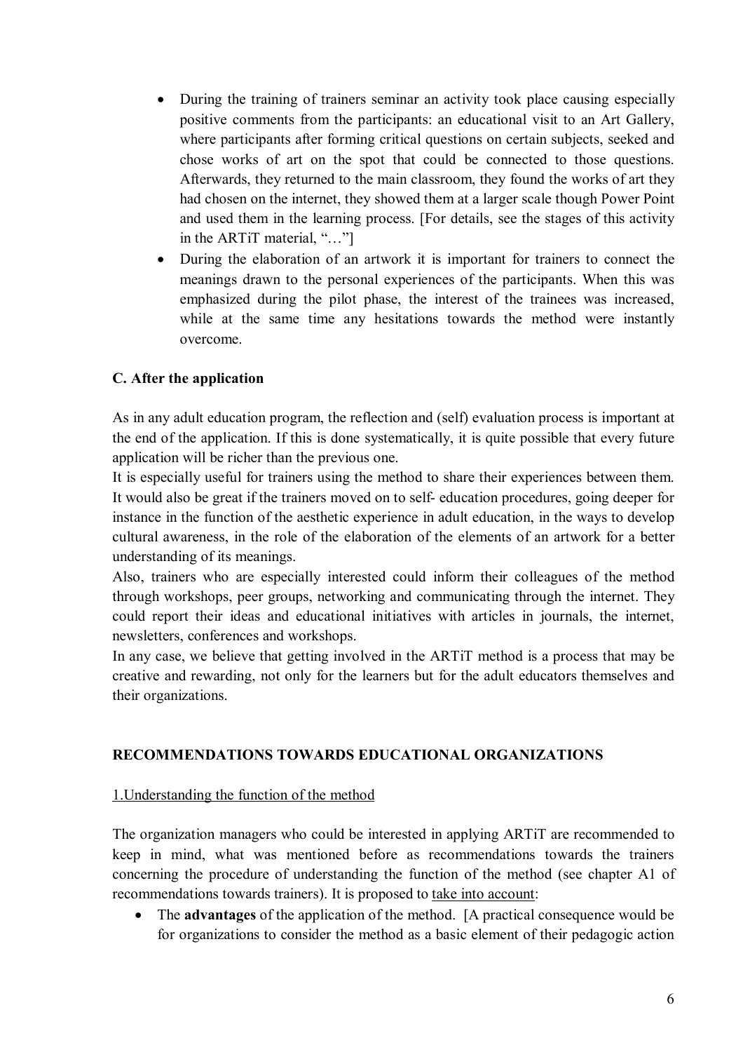- During the training of trainers seminar an activity took place causing especially positive comments from the participants: an educational visit to an Art Gallery, where participants after forming critical questions on certain subjects, seeked and chose works of art on the spot that could be connected to those questions. Afterwards, they returned to the main classroom, they found the works of art they had chosen on the internet, they showed them at a larger scale though Power Point and used them in the learning process. [For details, see the stages of this activity in the ARTiT material, "…"]
- During the elaboration of an artwork it is important for trainers to connect the meanings drawn to the personal experiences of the participants. When this was emphasized during the pilot phase, the interest of the trainees was increased, while at the same time any hesitations towards the method were instantly overcome.

**C. After the application**

As in any adult education program, the reflection and (self) evaluation process is important at the end of the application. If this is done systematically, it is quite possible that every future application will be richer than the previous one.

It is especially useful for trainers using the method to share their experiences between them. It would also be great if the trainers moved on to self- education procedures, going deeper for instance in the function of the aesthetic experience in adult education, in the ways to develop cultural awareness, in the role of the elaboration of the elements of an artwork for a better understanding of its meanings.

Also, trainers who are especially interested could inform their colleagues of the method through workshops, peer groups, networking and communicating through the internet. They could report their ideas and educational initiatives with articles in journals, the internet, newsletters, conferences and workshops.

In any case, we believe that getting involved in the ARTiT method is a process that may be creative and rewarding, not only for the learners but for the adult educators themselves and their organizations.

**RECOMMENDATIONS TOWARDS EDUCATIONAL ORGANIZATIONS**

1.Understanding the function of the method

The organization managers who could be interested in applying ARTiT are recommended to keep in mind, what was mentioned before as recommendations towards the trainers concerning the procedure of understanding the function of the method (see chapter A1 of recommendations towards trainers). It is proposed to take into account:

- The **advantages** of the application of the method. [A practical consequence would be for organizations to consider the method as a basic element of their pedagogic action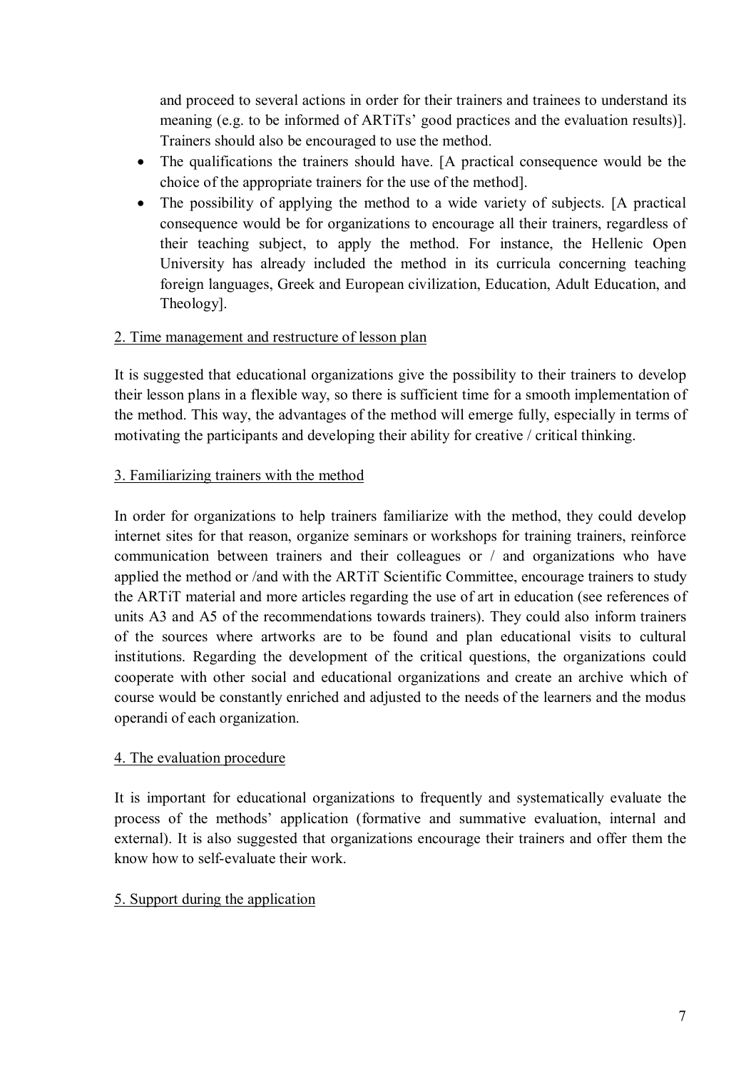and proceed to several actions in order for their trainers and trainees to understand its meaning (e.g. to be informed of ARTiTs' good practices and the evaluation results)]. Trainers should also be encouraged to use the method.

- The qualifications the trainers should have. [A practical consequence would be the choice of the appropriate trainers for the use of the method].
- The possibility of applying the method to a wide variety of subjects. [A practical consequence would be for organizations to encourage all their trainers, regardless of their teaching subject, to apply the method. For instance, the Hellenic Open University has already included the method in its curricula concerning teaching foreign languages, Greek and European civilization, Education, Adult Education, and Theology].

2. Time management and restructure of lesson plan

It is suggested that educational organizations give the possibility to their trainers to develop their lesson plans in a flexible way, so there is sufficient time for a smooth implementation of the method. This way, the advantages of the method will emerge fully, especially in terms of motivating the participants and developing their ability for creative / critical thinking.

3. Familiarizing trainers with the method

In order for organizations to help trainers familiarize with the method, they could develop internet sites for that reason, organize seminars or workshops for training trainers, reinforce communication between trainers and their colleagues or / and organizations who have applied the method or /and with the ARTiT Scientific Committee, encourage trainers to study the ARTiT material and more articles regarding the use of art in education (see references of units A3 and A5 of the recommendations towards trainers). They could also inform trainers of the sources where artworks are to be found and plan educational visits to cultural institutions. Regarding the development of the critical questions, the organizations could cooperate with other social and educational organizations and create an archive which of course would be constantly enriched and adjusted to the needs of the learners and the modus operandi of each organization.

4. The evaluation procedure

It is important for educational organizations to frequently and systematically evaluate the process of the methods' application (formative and summative evaluation, internal and external). It is also suggested that organizations encourage their trainers and offer them the know how to self-evaluate their work.

5. Support during the application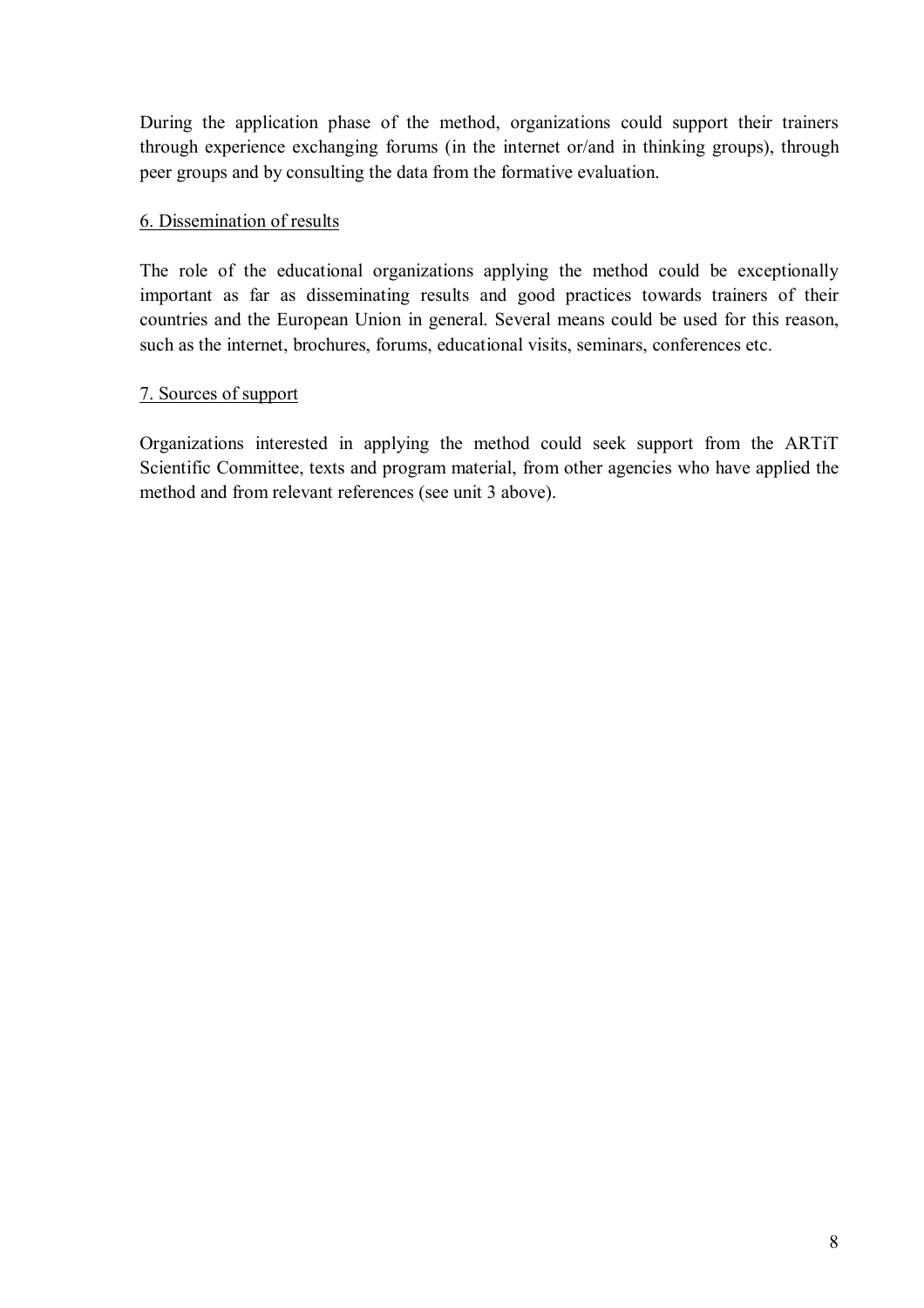During the application phase of the method, organizations could support their trainers through experience exchanging forums (in the internet or/and in thinking groups), through peer groups and by consulting the data from the formative evaluation.

6. Dissemination of results

The role of the educational organizations applying the method could be exceptionally important as far as disseminating results and good practices towards trainers of their countries and the European Union in general. Several means could be used for this reason, such as the internet, brochures, forums, educational visits, seminars, conferences etc.

7. Sources of support

Organizations interested in applying the method could seek support from the ARTiT Scientific Committee, texts and program material, from other agencies who have applied the method and from relevant references (see unit 3 above).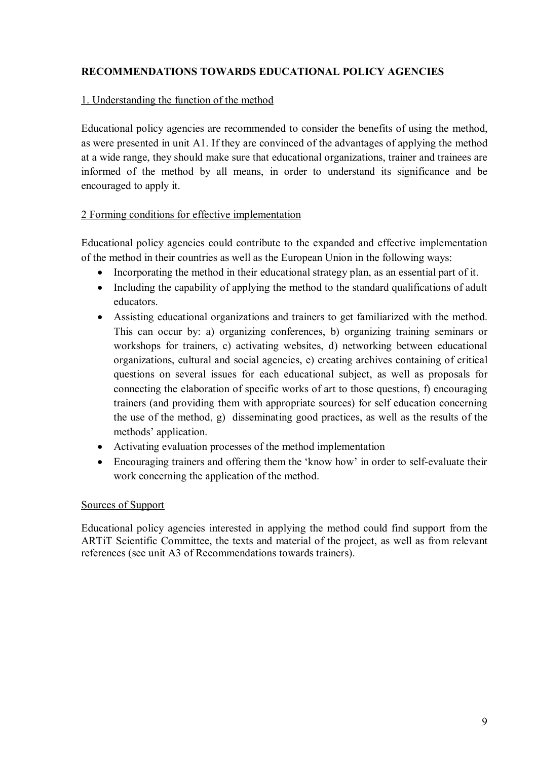## RECOMMENDATIONS TOWARDS EDUCATIONAL POLICY AGENCIES

### 1. Understanding the function of the method

Educational policy agencies are recommended to consider the benefits of using the method, as were presented in unit A1. If they are convinced of the advantages of applying the method at a wide range, they should make sure that educational organizations, trainer and trainees are informed of the method by all means, in order to understand its significance and be encouraged to apply it.

### 2 Forming conditions for effective implementation

Educational policy agencies could contribute to the expanded and effective implementation of the method in their countries as well as the European Union in the following ways:

- Incorporating the method in their educational strategy plan, as an essential part of it.
- Including the capability of applying the method to the standard qualifications of adult educators.
- Assisting educational organizations and trainers to get familiarized with the method. This can occur by: a) organizing conferences, b) organizing training seminars or workshops for trainers, c) activating websites, d) networking between educational organizations, cultural and social agencies, e) creating archives containing of critical questions on several issues for each educational subject, as well as proposals for connecting the elaboration of specific works of art to those questions, f) encouraging trainers (and providing them with appropriate sources) for self education concerning the use of the method, g) disseminating good practices, as well as the results of the methods' application.
- Activating evaluation processes of the method implementation
- Encouraging trainers and offering them the 'know how' in order to self-evaluate their work concerning the application of the method.

### Sources of Support

Educational policy agencies interested in applying the method could find support from the ARTiT Scientific Committee, the texts and material of the project, as well as from relevant references (see unit A3 of Recommendations towards trainers).